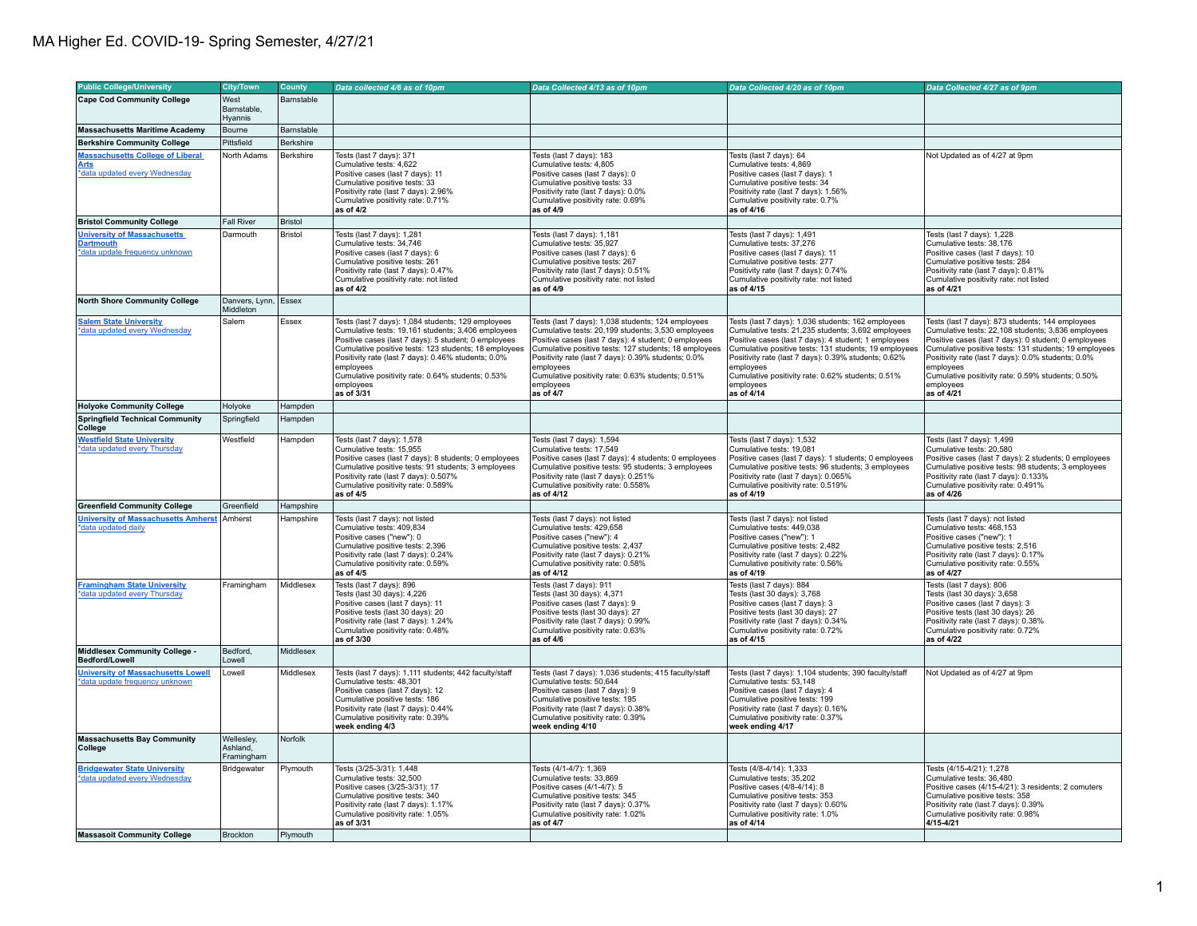# MA Higher Ed. COVID-19- Spring Semester, 4/27/21

| Public College/University | City/Town | County | Data collected 4/6 as of 10pm | Data Collected 4/13 as of 10pm | Data Collected 4/20 as of 10pm | Data Collected 4/27 as of 9pm |
|---|---|---|---|---|---|---|
| **Cape Cod Community College** | West Barnstable, Hyannis | Barnstable | | | | |
| **Massachusetts Maritime Academy** | Bourne | Barnstable | | | | |
| **Berkshire Community College** | Pittsfield | Berkshire | | | | |
| **Massachusetts College of Liberal Arts** *data updated every Wednesday | North Adams | Berkshire | Tests (last 7 days): 371<br>Cumulative tests: 4,622<br>Positive cases (last 7 days): 11<br>Cumulative positive tests: 33<br>Positivity rate (last 7 days): 2.96%<br>Cumulative positivity rate: 0.71%<br>**as of 4/2** | Tests (last 7 days): 183<br>Cumulative tests: 4,805<br>Positive cases (last 7 days): 0<br>Cumulative positive tests: 33<br>Positivity rate (last 7 days): 0.0%<br>Cumulative positivity rate: 0.69%<br>**as of 4/9** | Tests (last 7 days): 64<br>Cumulative tests: 4,869<br>Positive cases (last 7 days): 1<br>Cumulative positive tests: 34<br>Positivity rate (last 7 days): 1.56%<br>Cumulative positivity rate: 0.7%<br>**as of 4/16** | Not Updated as of 4/27 at 9pm |
| **Bristol Community College** | Fall River | Bristol | | | | |
| **University of Massachusetts Dartmouth** *data update frequency unknown | Darmouth | Bristol | Tests (last 7 days): 1,281<br>Cumulative tests: 34,746<br>Positive cases (last 7 days): 6<br>Cumulative positive tests: 261<br>Positivity rate (last 7 days): 0.47%<br>Cumulative positivity rate: not listed<br>**as of 4/2** | Tests (last 7 days): 1,181<br>Cumulative tests: 35,927<br>Positive cases (last 7 days): 6<br>Cumulative positive tests: 267<br>Positivity rate (last 7 days): 0.51%<br>Cumulative positivity rate: not listed<br>**as of 4/9** | Tests (last 7 days): 1,491<br>Cumulative tests: 37,276<br>Positive cases (last 7 days): 11<br>Cumulative positive tests: 277<br>Positivity rate (last 7 days): 0.74%<br>Cumulative positivity rate: not listed<br>**as of 4/15** | Tests (last 7 days): 1,228<br>Cumulative tests: 38,176<br>Positive cases (last 7 days): 10<br>Cumulative positive tests: 284<br>Positivity rate (last 7 days): 0.81%<br>Cumulative positivity rate: not listed<br>**as of 4/21** |
| **North Shore Community College** | Danvers, Lynn, Middleton | Essex | | | | |
| **Salem State University** *data updated every Wednesday | Salem | Essex | Tests (last 7 days): 1,084 students; 129 employees<br>Cumulative tests: 19,161 students; 3,406 employees<br>Positive cases (last 7 days): 5 student; 0 employees<br>Cumulative positive tests: 123 students; 18 employees<br>Positivity rate (last 7 days): 0.46% students; 0.0% employees<br>Cumulative positivity rate: 0.64% students; 0.53% employees<br>**as of 3/31** | Tests (last 7 days): 1,038 students; 124 employees<br>Cumulative tests: 20,199 students; 3,530 employees<br>Positive cases (last 7 days): 4 student; 0 employees<br>Cumulative positive tests: 127 students; 18 employees<br>Positivity rate (last 7 days): 0.39% students; 0.0% employees<br>Cumulative positivity rate: 0.63% students; 0.51% employees<br>**as of 4/7** | Tests (last 7 days): 1,036 students; 162 employees<br>Cumulative tests: 21,235 students; 3,692 employees<br>Positive cases (last 7 days): 4 student; 1 employees<br>Cumulative positive tests: 131 students; 19 employees<br>Positivity rate (last 7 days): 0.39% students; 0.62% employees<br>Cumulative positivity rate: 0.62% students; 0.51% employees<br>**as of 4/14** | Tests (last 7 days): 873 students; 144 employees<br>Cumulative tests: 22,108 students; 3,836 employees<br>Positive cases (last 7 days): 0 student; 0 employees<br>Cumulative positive tests: 131 students; 19 employees<br>Positivity rate (last 7 days): 0.0% students; 0.0% employees<br>Cumulative positivity rate: 0.59% students; 0.50% employees<br>**as of 4/21** |
| **Holyoke Community College** | Holyoke | Hampden | | | | |
| **Springfield Technical Community College** | Springfield | Hampden | | | | |
| **Westfield State University** *data updated every Thursday | Westfield | Hampden | Tests (last 7 days): 1,578<br>Cumulative tests: 15,955<br>Positive cases (last 7 days): 8 students; 0 employees<br>Cumulative positive tests: 91 students; 3 employees<br>Positivity rate (last 7 days): 0.507%<br>Cumulative positivity rate: 0.589%<br>**as of 4/5** | Tests (last 7 days): 1,594<br>Cumulative tests: 17,549<br>Positive cases (last 7 days): 4 students; 0 employees<br>Cumulative positive tests: 95 students; 3 employees<br>Positivity rate (last 7 days): 0.251%<br>Cumulative positivity rate: 0.558%<br>**as of 4/12** | Tests (last 7 days): 1,532<br>Cumulative tests: 19,081<br>Positive cases (last 7 days): 1 students; 0 employees<br>Cumulative positive tests: 96 students; 3 employees<br>Positivity rate (last 7 days): 0.065%<br>Cumulative positivity rate: 0.519%<br>**as of 4/19** | Tests (last 7 days): 1,499<br>Cumulative tests: 20,580<br>Positive cases (last 7 days): 2 students; 0 employees<br>Cumulative positive tests: 98 students; 3 employees<br>Positivity rate (last 7 days): 0.133%<br>Cumulative positivity rate: 0.491%<br>**as of 4/26** |
| **Greenfield Community College** | Greenfield | Hampshire | | | | |
| **University of Massachusetts Amherst** *data updated daily | Amherst | Hampshire | Tests (last 7 days): not listed<br>Cumulative tests: 409,834<br>Positive cases ("new"): 0<br>Cumulative positive tests: 2,396<br>Positivity rate (last 7 days): 0.24%<br>Cumulative positivity rate: 0.59%<br>**as of 4/5** | Tests (last 7 days): not listed<br>Cumulative tests: 429,658<br>Positive cases ("new"): 4<br>Cumulative positive tests: 2,437<br>Positivity rate (last 7 days): 0.21%<br>Cumulative positivity rate: 0.58%<br>**as of 4/12** | Tests (last 7 days): not listed<br>Cumulative tests: 449,038<br>Positive cases ("new"): 1<br>Cumulative positive tests: 2,482<br>Positivity rate (last 7 days): 0.22%<br>Cumulative positivity rate: 0.56%<br>**as of 4/19** | Tests (last 7 days): not listed<br>Cumulative tests: 468,153<br>Positive cases ("new"): 1<br>Cumulative positive tests: 2,516<br>Positivity rate (last 7 days): 0.17%<br>Cumulative positivity rate: 0.55%<br>**as of 4/27** |
| **Framingham State University** *data updated every Thursday | Framingham | Middlesex | Tests (last 7 days): 896<br>Tests (last 30 days): 4,226<br>Positive cases (last 7 days): 11<br>Positive tests (last 30 days): 20<br>Positivity rate (last 7 days): 1.24%<br>Cumulative positivity rate: 0.48%<br>**as of 3/30** | Tests (last 7 days): 911<br>Tests (last 30 days): 4,371<br>Positive cases (last 7 days): 9<br>Positive tests (last 30 days): 27<br>Positivity rate (last 7 days): 0.99%<br>Cumulative positivity rate: 0.63%<br>**as of 4/6** | Tests (last 7 days): 884<br>Tests (last 30 days): 3,768<br>Positive cases (last 7 days): 3<br>Positive tests (last 30 days): 27<br>Positivity rate (last 7 days): 0.34%<br>Cumulative positivity rate: 0.72%<br>**as of 4/15** | Tests (last 7 days): 806<br>Tests (last 30 days): 3,658<br>Positive cases (last 7 days): 3<br>Positive tests (last 30 days): 26<br>Positivity rate (last 7 days): 0.38%<br>Cumulative positivity rate: 0.72%<br>**as of 4/22** |
| **Middlesex Community College - Bedford/Lowell** | Bedford, Lowell | Middlesex | | | | |
| **University of Massachusetts Lowell** *data update frequency unknown | Lowell | Middlesex | Tests (last 7 days): 1,111 students; 442 faculty/staff<br>Cumulative tests: 48,301<br>Positive cases (last 7 days): 12<br>Cumulative positive tests: 186<br>Positivity rate (last 7 days): 0.44%<br>Cumulative positivity rate: 0.39%<br>**week ending 4/3** | Tests (last 7 days): 1,036 students; 415 faculty/staff<br>Cumulative tests: 50,644<br>Positive cases (last 7 days): 9<br>Cumulative positive tests: 195<br>Positivity rate (last 7 days): 0.38%<br>Cumulative positivity rate: 0.39%<br>**week ending 4/10** | Tests (last 7 days): 1,104 students; 390 faculty/staff<br>Cumulative tests: 53,148<br>Positive cases (last 7 days): 4<br>Cumulative positive tests: 199<br>Positivity rate (last 7 days): 0.16%<br>Cumulative positivity rate: 0.37%<br>**week ending 4/17** | Not Updated as of 4/27 at 9pm |
| **Massachusetts Bay Community College** | Wellesley, Ashland, Framingham | Norfolk | | | | |
| **Bridgewater State University** *data updated every Wednesday | Bridgewater | Plymouth | Tests (3/25-3/31): 1,448<br>Cumulative tests: 32,500<br>Positive cases (3/25-3/31): 17<br>Cumulative positive tests: 340<br>Positivity rate (last 7 days): 1.17%<br>Cumulative positivity rate: 1.05%<br>**as of 3/31** | Tests (4/1-4/7): 1,369<br>Cumulative tests: 33,869<br>Positive cases (4/1-4/7): 5<br>Cumulative positive tests: 345<br>Positivity rate (last 7 days): 0.37%<br>Cumulative positivity rate: 1.02%<br>**as of 4/7** | Tests (4/8-4/14): 1,333<br>Cumulative tests: 35,202<br>Positive cases (4/8-4/14): 8<br>Cumulative positive tests: 353<br>Positivity rate (last 7 days): 0.60%<br>Cumulative positivity rate: 1.0%<br>**as of 4/14** | Tests (4/15-4/21): 1,278<br>Cumulative tests: 36,480<br>Positive cases (4/15-4/21): 3 residents; 2 comuters<br>Cumulative positive tests: 358<br>Positivity rate (last 7 days): 0.39%<br>Cumulative positivity rate: 0.98%<br>**4/15-4/21** |
| **Massasoit Community College** | Brockton | Plymouth | | | | |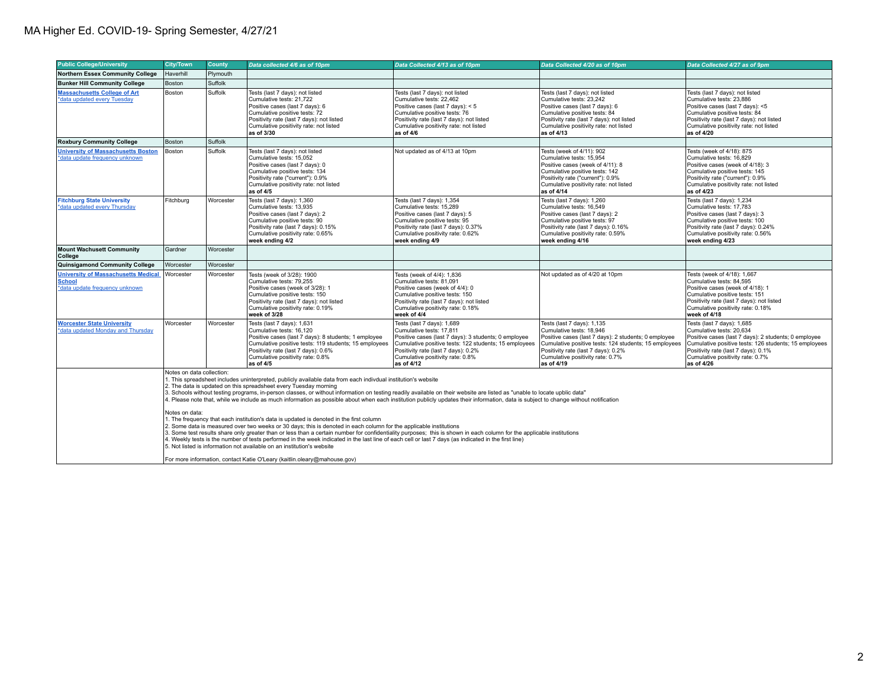# MA Higher Ed. COVID-19- Spring Semester, 4/27/21

| Public College/University | City/Town | County | Data collected 4/6 as of 10pm | Data Collected 4/13 as of 10pm | Data Collected 4/20 as of 10pm | Data Collected 4/27 as of 9pm |
|---|---|---|---|---|---|---|
| **Northern Essex Community College** | Haverhill | Plymouth | | | | |
| **Bunker Hill Community College** | Boston | Suffolk | | | | |
| **Massachusetts College of Art** *data updated every Tuesday | Boston | Suffolk | Tests (last 7 days): not listed<br>Cumulative tests: 21,722<br>Positive cases (last 7 days): 6<br>Cumulative positive tests: 72<br>Positivity rate (last 7 days): not listed<br>Cumulative positivity rate: not listed<br>**as of 3/30** | Tests (last 7 days): not listed<br>Cumulative tests: 22,462<br>Positive cases (last 7 days): < 5<br>Cumulative positive tests: 76<br>Positivity rate (last 7 days): not listed<br>Cumulative positivity rate: not listed<br>**as of 4/6** | Tests (last 7 days): not listed<br>Cumulative tests: 23,242<br>Positive cases (last 7 days): 6<br>Cumulative positive tests: 84<br>Positivity rate (last 7 days): not listed<br>Cumulative positivity rate: not listed<br>**as of 4/13** | Tests (last 7 days): not listed<br>Cumulative tests: 23,886<br>Positive cases (last 7 days): <5<br>Cumulative positive tests: 84<br>Positivity rate (last 7 days): not listed<br>Cumulative positivity rate: not listed<br>**as of 4/20** |
| **Roxbury Community College** | Boston | Suffolk | | | | |
| **University of Massachusetts Boston** *data update frequency unknown | Boston | Suffolk | Tests (last 7 days): not listed<br>Cumulative tests: 15,052<br>Positive cases (last 7 days): 0<br>Cumulative positive tests: 134<br>Positivity rate ("current"): 0.9%<br>Cumulative positivity rate: not listed<br>**as of 4/5** | Not updated as of 4/13 at 10pm | Tests (week of 4/11): 902<br>Cumulative tests: 15,954<br>Positive cases (week of 4/11): 8<br>Cumulative positive tests: 142<br>Positivity rate ("current"): 0.9%<br>Cumulative positivity rate: not listed<br>**as of 4/14** | Tests (week of 4/18): 875<br>Cumulative tests: 16,829<br>Positive cases (week of 4/18): 3<br>Cumulative positive tests: 145<br>Positivity rate ("current"): 0.9%<br>Cumulative positivity rate: not listed<br>**as of 4/23** |
| **Fitchburg State University** *data updated every Thursday | Fitchburg | Worcester | Tests (last 7 days): 1,360<br>Cumulative tests: 13,935<br>Positive cases (last 7 days): 2<br>Cumulative positive tests: 90<br>Positivity rate (last 7 days): 0.15%<br>Cumulative positivity rate: 0.65%<br>**week ending 4/2** | Tests (last 7 days): 1,354<br>Cumulative tests: 15,289<br>Positive cases (last 7 days): 5<br>Cumulative positive tests: 95<br>Positivity rate (last 7 days): 0.37%<br>Cumulative positivity rate: 0.62%<br>**week ending 4/9** | Tests (last 7 days): 1,260<br>Cumulative tests: 16,549<br>Positive cases (last 7 days): 2<br>Cumulative positive tests: 97<br>Positivity rate (last 7 days): 0.16%<br>Cumulative positivity rate: 0.59%<br>**week ending 4/16** | Tests (last 7 days): 1,234<br>Cumulative tests: 17,783<br>Positive cases (last 7 days): 3<br>Cumulative positive tests: 100<br>Positivity rate (last 7 days): 0.24%<br>Cumulative positivity rate: 0.56%<br>**week ending 4/23** |
| **Mount Wachusett Community College** | Gardner | Worcester | | | | |
| **Quinsigamond Community College** | Worcester | Worcester | | | | |
| **University of Massachusetts Medical School** *data update frequency unknown | Worcester | Worcester | Tests (week of 3/28): 1900<br>Cumulative tests: 79,255<br>Positive cases (week of 3/28): 1<br>Cumulative positive tests: 150<br>Positivity rate (last 7 days): not listed<br>Cumulative positivity rate: 0.19%<br>**week of 3/28** | Tests (week of 4/4): 1,836<br>Cumulative tests: 81,091<br>Positive cases (week of 4/4): 0<br>Cumulative positive tests: 150<br>Positivity rate (last 7 days): not listed<br>Cumulative positivity rate: 0.18%<br>**week of 4/4** | Not updated as of 4/20 at 10pm | Tests (week of 4/18): 1,667<br>Cumulative tests: 84,595<br>Positive cases (week of 4/18): 1<br>Cumulative positive tests: 151<br>Positivity rate (last 7 days): not listed<br>Cumulative positivity rate: 0.18%<br>**week of 4/18** |
| **Worcester State University** *data updated Monday and Thursday | Worcester | Worcester | Tests (last 7 days): 1,631<br>Cumulative tests: 16,120<br>Positive cases (last 7 days): 8 students; 1 employee<br>Cumulative positive tests: 119 students; 15 employees<br>Positivity rate (last 7 days): 0.6%<br>Cumulative positivity rate: 0.8%<br>**as of 4/5** | Tests (last 7 days): 1,689<br>Cumulative tests: 17,811<br>Positive cases (last 7 days): 3 students; 0 employee<br>Cumulative positive tests: 122 students; 15 employees<br>Positivity rate (last 7 days): 0.2%<br>Cumulative positivity rate: 0.8%<br>**as of 4/12** | Tests (last 7 days): 1,135<br>Cumulative tests: 18,946<br>Positive cases (last 7 days): 2 students; 0 employee<br>Cumulative positive tests: 124 students; 15 employees<br>Positivity rate (last 7 days): 0.2%<br>Cumulative positivity rate: 0.7%<br>**as of 4/19** | Tests (last 7 days): 1,685<br>Cumulative tests: 20,634<br>Positive cases (last 7 days): 2 students; 0 employee<br>Cumulative positive tests: 126 students; 15 employees<br>Positivity rate (last 7 days): 0.1%<br>Cumulative positivity rate: 0.7%<br>**as of 4/26** |

Notes on data collection:
1. This spreadsheet includes uninterpreted, publicly available data from each indivdual institution's website
2. The data is updated on this spreadsheet every Tuesday morning
3. Schools without testing programs, in-person classes, or without information on testing readily available on their website are listed as "unable to locate upblic data"
4. Please note that, while we include as much information as possible about when each institution publicly updates their information, data is subject to change without notification

Notes on data:
1. The frequency that each institution's data is updated is denoted in the first column
2. Some data is measured over two weeks or 30 days; this is denoted in each column for the applicable institutions
3. Some test results share only greater than or less than a certain number for confidentiality purposes; this is shown in each column for the applicable institutions
4. Weekly tests is the number of tests performed in the week indicated in the last line of each cell or last 7 days (as indicated in the first line)
5. Not listed is information not available on an institution's website

For more information, contact Katie O'Leary (kaitlin.oleary@mahouse.gov)